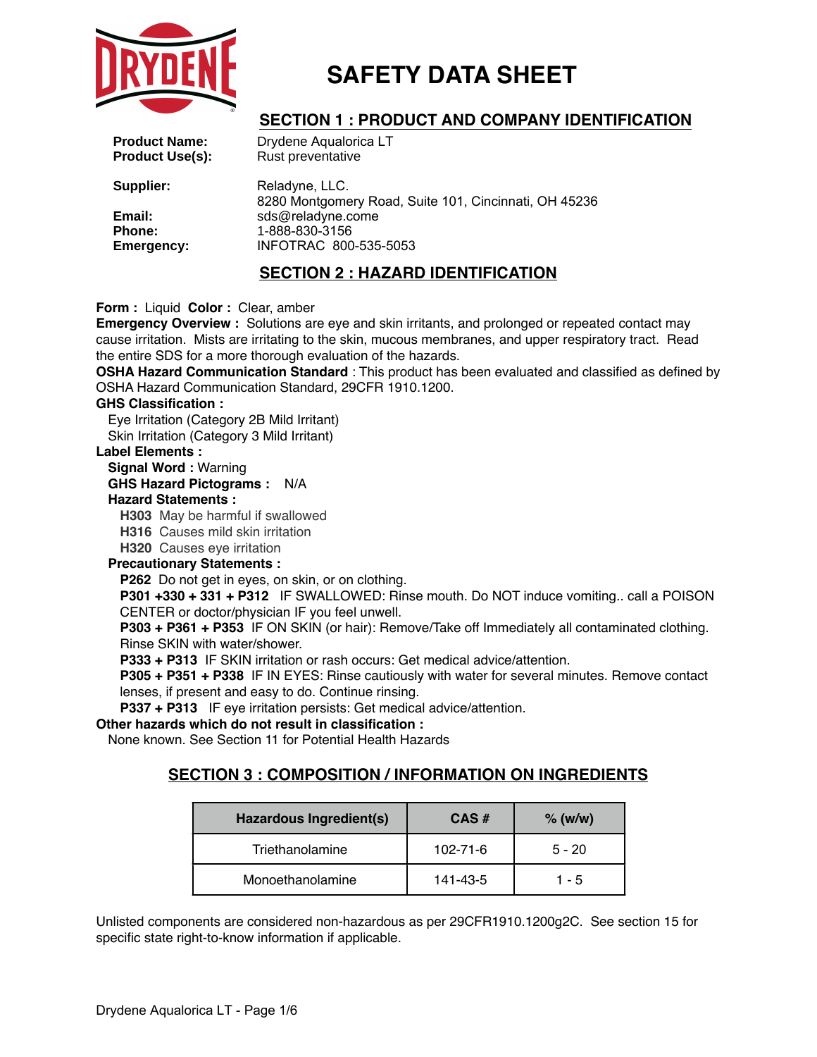# SAFETY DATA SHEET

## SECTION 1 : PRODUCT AND COMPANY IDENTIFICATION

**Product Name:** Drydene Aqualorica LT
**Product Use(s):** Rust preventative

**Supplier:** Reladyne, LLC.
8280 Montgomery Road, Suite 101, Cincinnati, OH 45236
**Email:** sds@reladyne.come
**Phone:** 1-888-830-3156
**Emergency:** INFOTRAC 800-535-5053

## SECTION 2 : HAZARD IDENTIFICATION

**Form :** Liquid **Color :** Clear, amber
**Emergency Overview :** Solutions are eye and skin irritants, and prolonged or repeated contact may cause irritation. Mists are irritating to the skin, mucous membranes, and upper respiratory tract. Read the entire SDS for a more thorough evaluation of the hazards.
**OSHA Hazard Communication Standard** : This product has been evaluated and classified as defined by OSHA Hazard Communication Standard, 29CFR 1910.1200.
**GHS Classification :**
Eye Irritation (Category 2B Mild Irritant)
Skin Irritation (Category 3 Mild Irritant)
**Label Elements :**
**Signal Word :** Warning
**GHS Hazard Pictograms :** N/A
**Hazard Statements :**
**H303** May be harmful if swallowed
**H316** Causes mild skin irritation
**H320** Causes eye irritation
**Precautionary Statements :**
**P262** Do not get in eyes, on skin, or on clothing.
**P301 +330 + 331 + P312** IF SWALLOWED: Rinse mouth. Do NOT induce vomiting.. call a POISON CENTER or doctor/physician IF you feel unwell.
**P303 + P361 + P353** IF ON SKIN (or hair): Remove/Take off Immediately all contaminated clothing. Rinse SKIN with water/shower.
**P333 + P313** IF SKIN irritation or rash occurs: Get medical advice/attention.
**P305 + P351 + P338** IF IN EYES: Rinse cautiously with water for several minutes. Remove contact lenses, if present and easy to do. Continue rinsing.
**P337 + P313** IF eye irritation persists: Get medical advice/attention.
**Other hazards which do not result in classification :**
None known. See Section 11 for Potential Health Hazards

## SECTION 3 : COMPOSITION / INFORMATION ON INGREDIENTS

| Hazardous Ingredient(s) | CAS # | % (w/w) |
|---|---|---|
| Triethanolamine | 102-71-6 | 5 - 20 |
| Monoethanolamine | 141-43-5 | 1 - 5 |

Unlisted components are considered non-hazardous as per 29CFR1910.1200g2C. See section 15 for specific state right-to-know information if applicable.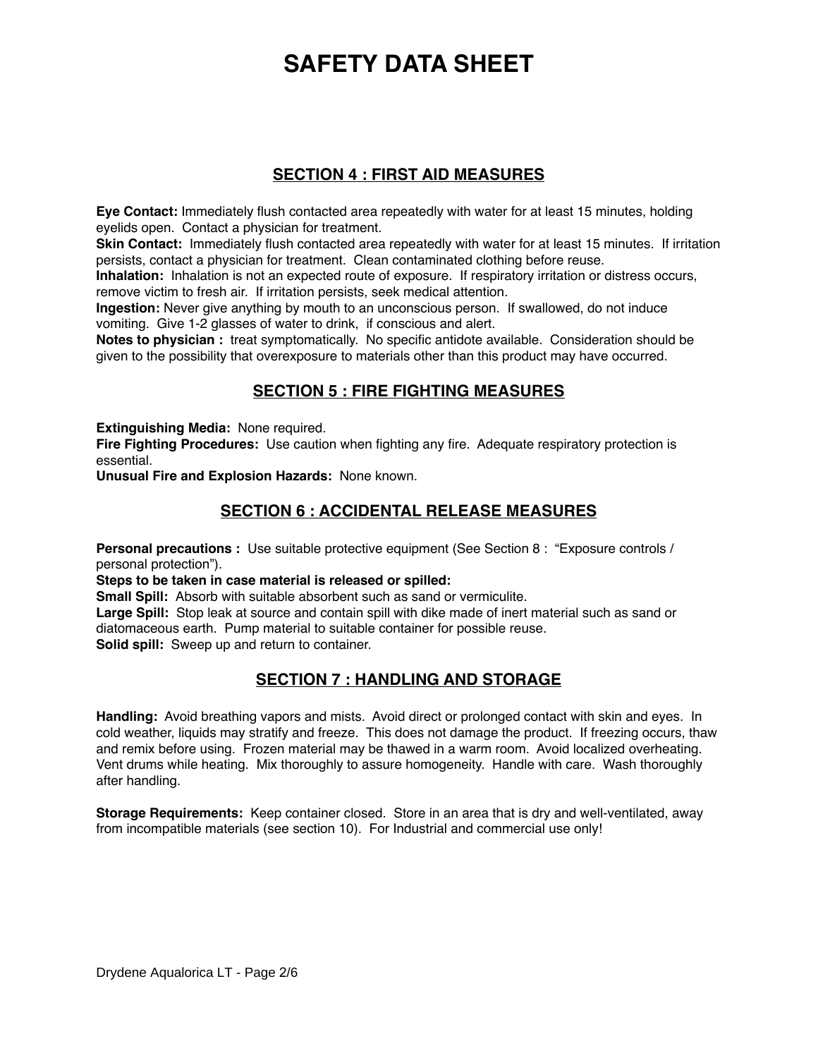# SAFETY DATA SHEET

## SECTION 4 : FIRST AID MEASURES

**Eye Contact:** Immediately flush contacted area repeatedly with water for at least 15 minutes, holding eyelids open. Contact a physician for treatment.
**Skin Contact:** Immediately flush contacted area repeatedly with water for at least 15 minutes. If irritation persists, contact a physician for treatment. Clean contaminated clothing before reuse.
**Inhalation:** Inhalation is not an expected route of exposure. If respiratory irritation or distress occurs, remove victim to fresh air. If irritation persists, seek medical attention.
**Ingestion:** Never give anything by mouth to an unconscious person. If swallowed, do not induce vomiting. Give 1-2 glasses of water to drink, if conscious and alert.
**Notes to physician :** treat symptomatically. No specific antidote available. Consideration should be given to the possibility that overexposure to materials other than this product may have occurred.

## SECTION 5 : FIRE FIGHTING MEASURES

**Extinguishing Media:** None required.
**Fire Fighting Procedures:** Use caution when fighting any fire. Adequate respiratory protection is essential.
**Unusual Fire and Explosion Hazards:** None known.

## SECTION 6 : ACCIDENTAL RELEASE MEASURES

**Personal precautions :** Use suitable protective equipment (See Section 8 : "Exposure controls / personal protection").
**Steps to be taken in case material is released or spilled:**
**Small Spill:** Absorb with suitable absorbent such as sand or vermiculite.
**Large Spill:** Stop leak at source and contain spill with dike made of inert material such as sand or diatomaceous earth. Pump material to suitable container for possible reuse.
**Solid spill:** Sweep up and return to container.

## SECTION 7 : HANDLING AND STORAGE

**Handling:** Avoid breathing vapors and mists. Avoid direct or prolonged contact with skin and eyes. In cold weather, liquids may stratify and freeze. This does not damage the product. If freezing occurs, thaw and remix before using. Frozen material may be thawed in a warm room. Avoid localized overheating. Vent drums while heating. Mix thoroughly to assure homogeneity. Handle with care. Wash thoroughly after handling.

**Storage Requirements:** Keep container closed. Store in an area that is dry and well-ventilated, away from incompatible materials (see section 10). For Industrial and commercial use only!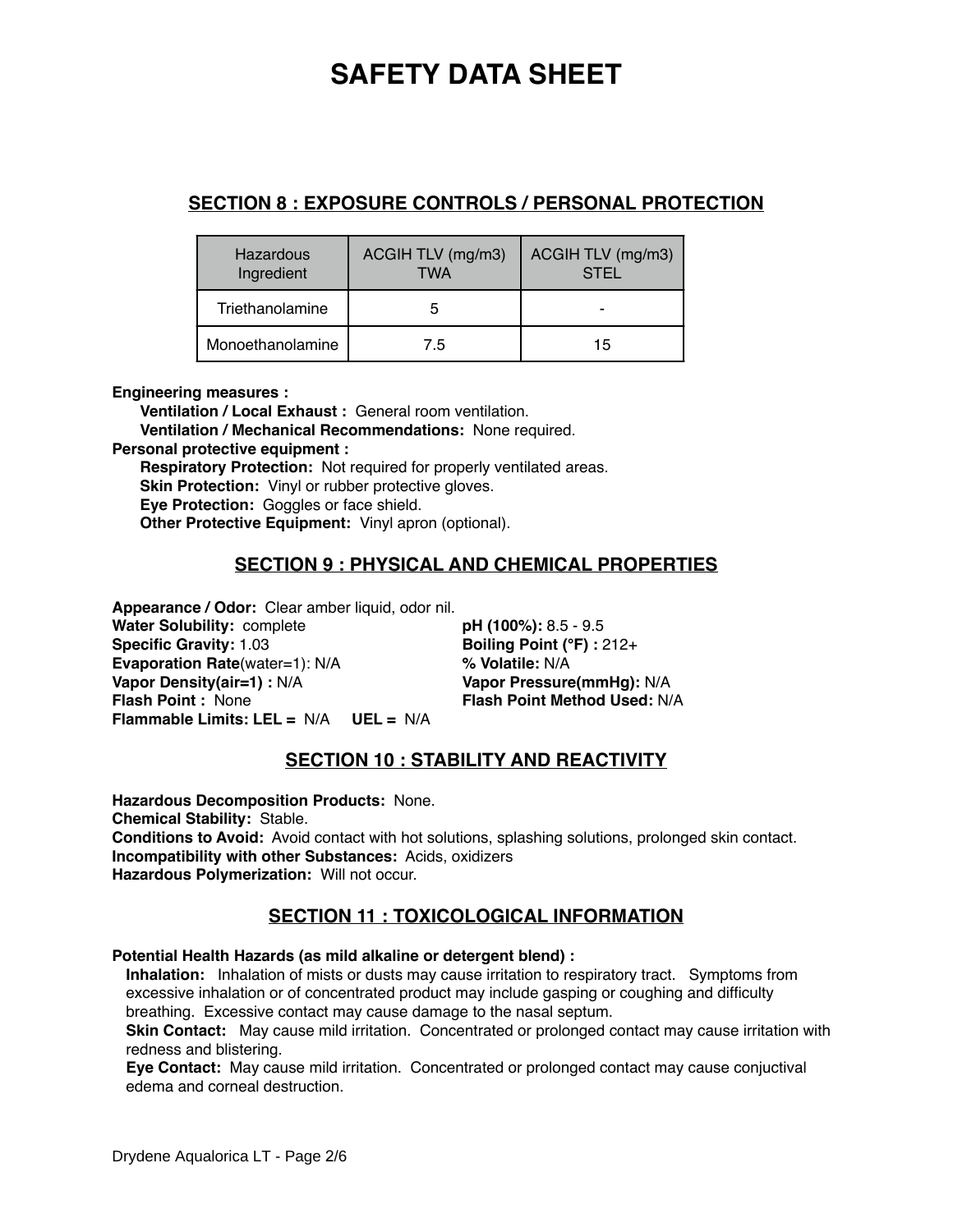# SAFETY DATA SHEET

## SECTION 8 : EXPOSURE CONTROLS / PERSONAL PROTECTION

| Hazardous Ingredient | ACGIH TLV (mg/m3) TWA | ACGIH TLV (mg/m3) STEL |
|---|---|---|
| Triethanolamine | 5 | - |
| Monoethanolamine | 7.5 | 15 |

**Engineering measures :**

**Ventilation / Local Exhaust :** General room ventilation.

**Ventilation / Mechanical Recommendations:** None required.

**Personal protective equipment :**

**Respiratory Protection:** Not required for properly ventilated areas.

**Skin Protection:** Vinyl or rubber protective gloves.

**Eye Protection:** Goggles or face shield.

**Other Protective Equipment:** Vinyl apron (optional).

## SECTION 9 : PHYSICAL AND CHEMICAL PROPERTIES

**Appearance / Odor:** Clear amber liquid, odor nil.

**Water Solubility:** complete

**Specific Gravity:** 1.03

**Evaporation Rate**(water=1): N/A

**Vapor Density(air=1) :** N/A

**Flash Point :** None

**Flammable Limits: LEL =** N/A **UEL =** N/A

**pH (100%):** 8.5 - 9.5

**Boiling Point (°F) :** 212+

**% Volatile:** N/A

**Vapor Pressure(mmHg):** N/A

**Flash Point Method Used:** N/A

## SECTION 10 : STABILITY AND REACTIVITY

**Hazardous Decomposition Products:** None.

**Chemical Stability:** Stable.

**Conditions to Avoid:** Avoid contact with hot solutions, splashing solutions, prolonged skin contact.

**Incompatibility with other Substances:** Acids, oxidizers

**Hazardous Polymerization:** Will not occur.

## SECTION 11 : TOXICOLOGICAL INFORMATION

**Potential Health Hazards (as mild alkaline or detergent blend) :**

**Inhalation:** Inhalation of mists or dusts may cause irritation to respiratory tract. Symptoms from excessive inhalation or of concentrated product may include gasping or coughing and difficulty breathing. Excessive contact may cause damage to the nasal septum.

**Skin Contact:** May cause mild irritation. Concentrated or prolonged contact may cause irritation with redness and blistering.

**Eye Contact:** May cause mild irritation. Concentrated or prolonged contact may cause conjuctival edema and corneal destruction.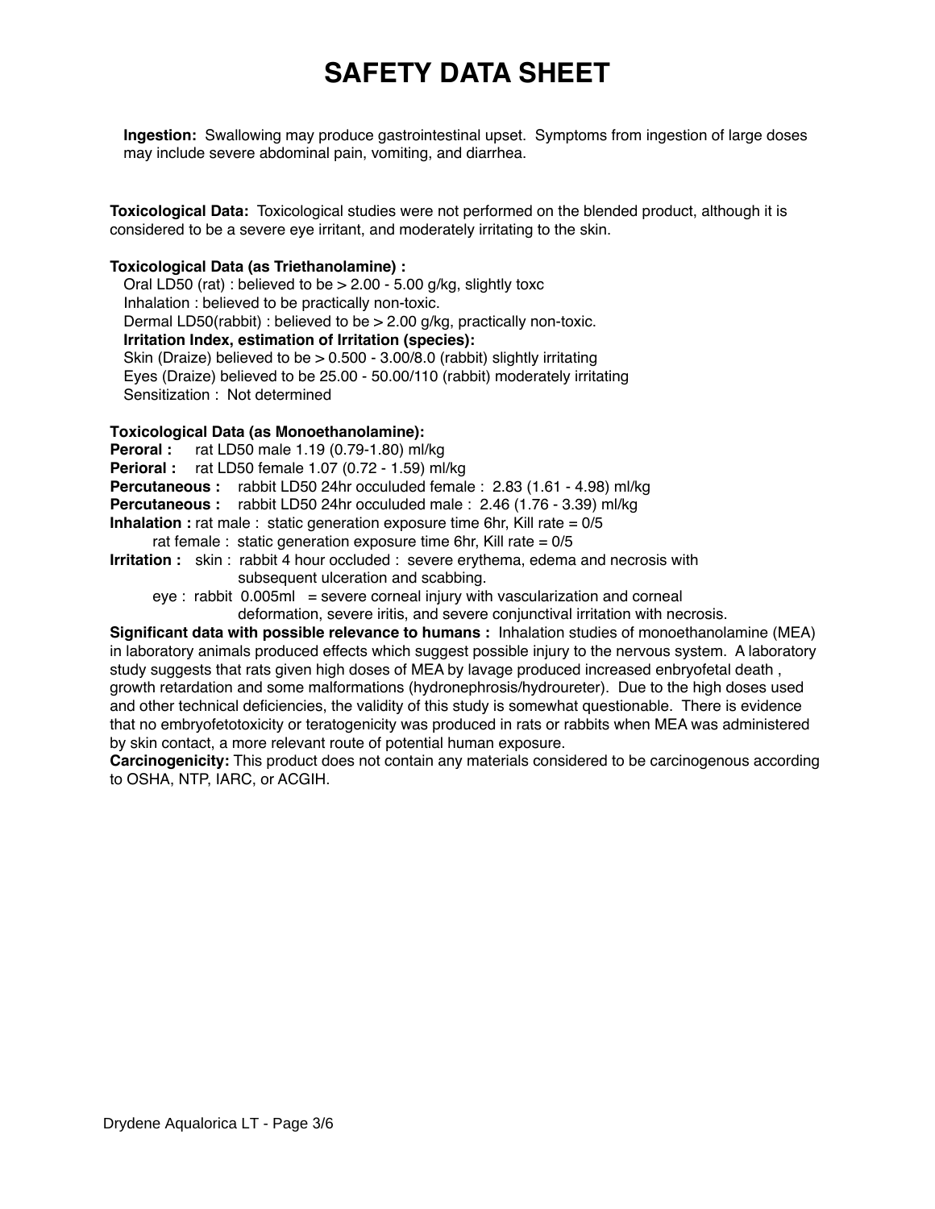# SAFETY DATA SHEET

**Ingestion:** Swallowing may produce gastrointestinal upset. Symptoms from ingestion of large doses may include severe abdominal pain, vomiting, and diarrhea.

**Toxicological Data:** Toxicological studies were not performed on the blended product, although it is considered to be a severe eye irritant, and moderately irritating to the skin.

**Toxicological Data (as Triethanolamine) :**

Oral LD50 (rat) : believed to be > 2.00 - 5.00 g/kg, slightly toxc
Inhalation : believed to be practically non-toxic.
Dermal LD50(rabbit) : believed to be > 2.00 g/kg, practically non-toxic.
**Irritation Index, estimation of Irritation (species):**
Skin (Draize) believed to be > 0.500 - 3.00/8.0 (rabbit) slightly irritating
Eyes (Draize) believed to be 25.00 - 50.00/110 (rabbit) moderately irritating
Sensitization : Not determined

**Toxicological Data (as Monoethanolamine):**

**Peroral :** rat LD50 male 1.19 (0.79-1.80) ml/kg
**Perioral :** rat LD50 female 1.07 (0.72 - 1.59) ml/kg
**Percutaneous :** rabbit LD50 24hr occuluded female : 2.83 (1.61 - 4.98) ml/kg
**Percutaneous :** rabbit LD50 24hr occuluded male : 2.46 (1.76 - 3.39) ml/kg
**Inhalation :** rat male : static generation exposure time 6hr, Kill rate = 0/5
rat female : static generation exposure time 6hr, Kill rate = 0/5
**Irritation :** skin : rabbit 4 hour occluded : severe erythema, edema and necrosis with subsequent ulceration and scabbing.
eye : rabbit 0.005ml = severe corneal injury with vascularization and corneal deformation, severe iritis, and severe conjunctival irritation with necrosis.

**Significant data with possible relevance to humans :** Inhalation studies of monoethanolamine (MEA) in laboratory animals produced effects which suggest possible injury to the nervous system. A laboratory study suggests that rats given high doses of MEA by lavage produced increased enbryofetal death , growth retardation and some malformations (hydronephrosis/hydroureter). Due to the high doses used and other technical deficiencies, the validity of this study is somewhat questionable. There is evidence that no embryofetotoxicity or teratogenicity was produced in rats or rabbits when MEA was administered by skin contact, a more relevant route of potential human exposure.

**Carcinogenicity:** This product does not contain any materials considered to be carcinogenous according to OSHA, NTP, IARC, or ACGIH.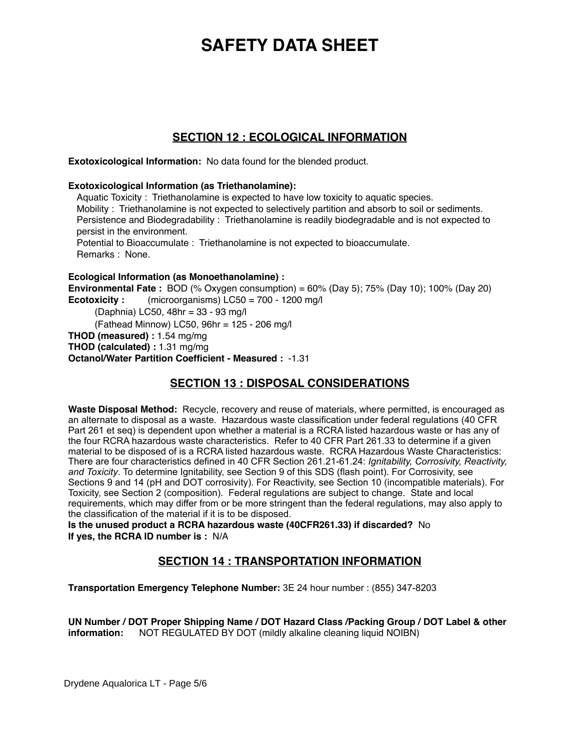# SAFETY DATA SHEET

## SECTION 12 : ECOLOGICAL INFORMATION

**Exotoxicological Information:** No data found for the blended product.

**Exotoxicological Information (as Triethanolamine):**

Aquatic Toxicity : Triethanolamine is expected to have low toxicity to aquatic species.
Mobility : Triethanolamine is not expected to selectively partition and absorb to soil or sediments.
Persistence and Biodegradability : Triethanolamine is readily biodegradable and is not expected to persist in the environment.
Potential to Bioaccumulate : Triethanolamine is not expected to bioaccumulate.
Remarks : None.

**Ecological Information (as Monoethanolamine) :**
**Environmental Fate :** BOD (% Oxygen consumption) = 60% (Day 5); 75% (Day 10); 100% (Day 20)
**Ecotoxicity :** (microorganisms) LC50 = 700 - 1200 mg/l
(Daphnia) LC50, 48hr = 33 - 93 mg/l
(Fathead Minnow) LC50, 96hr = 125 - 206 mg/l
**THOD (measured) :** 1.54 mg/mg
**THOD (calculated) :** 1.31 mg/mg
**Octanol/Water Partition Coefficient - Measured :** -1.31

## SECTION 13 : DISPOSAL CONSIDERATIONS

**Waste Disposal Method:** Recycle, recovery and reuse of materials, where permitted, is encouraged as an alternate to disposal as a waste. Hazardous waste classification under federal regulations (40 CFR Part 261 et seq) is dependent upon whether a material is a RCRA listed hazardous waste or has any of the four RCRA hazardous waste characteristics. Refer to 40 CFR Part 261.33 to determine if a given material to be disposed of is a RCRA listed hazardous waste. RCRA Hazardous Waste Characteristics: There are four characteristics defined in 40 CFR Section 261.21-61.24: *Ignitability, Corrosivity, Reactivity, and Toxicity*. To determine Ignitability, see Section 9 of this SDS (flash point). For Corrosivity, see Sections 9 and 14 (pH and DOT corrosivity). For Reactivity, see Section 10 (incompatible materials). For Toxicity, see Section 2 (composition). Federal regulations are subject to change. State and local requirements, which may differ from or be more stringent than the federal regulations, may also apply to the classification of the material if it is to be disposed.
**Is the unused product a RCRA hazardous waste (40CFR261.33) if discarded?** No
**If yes, the RCRA ID number is :** N/A

## SECTION 14 : TRANSPORTATION INFORMATION

**Transportation Emergency Telephone Number:** 3E 24 hour number : (855) 347-8203

**UN Number / DOT Proper Shipping Name / DOT Hazard Class /Packing Group / DOT Label & other information:** NOT REGULATED BY DOT (mildly alkaline cleaning liquid NOIBN)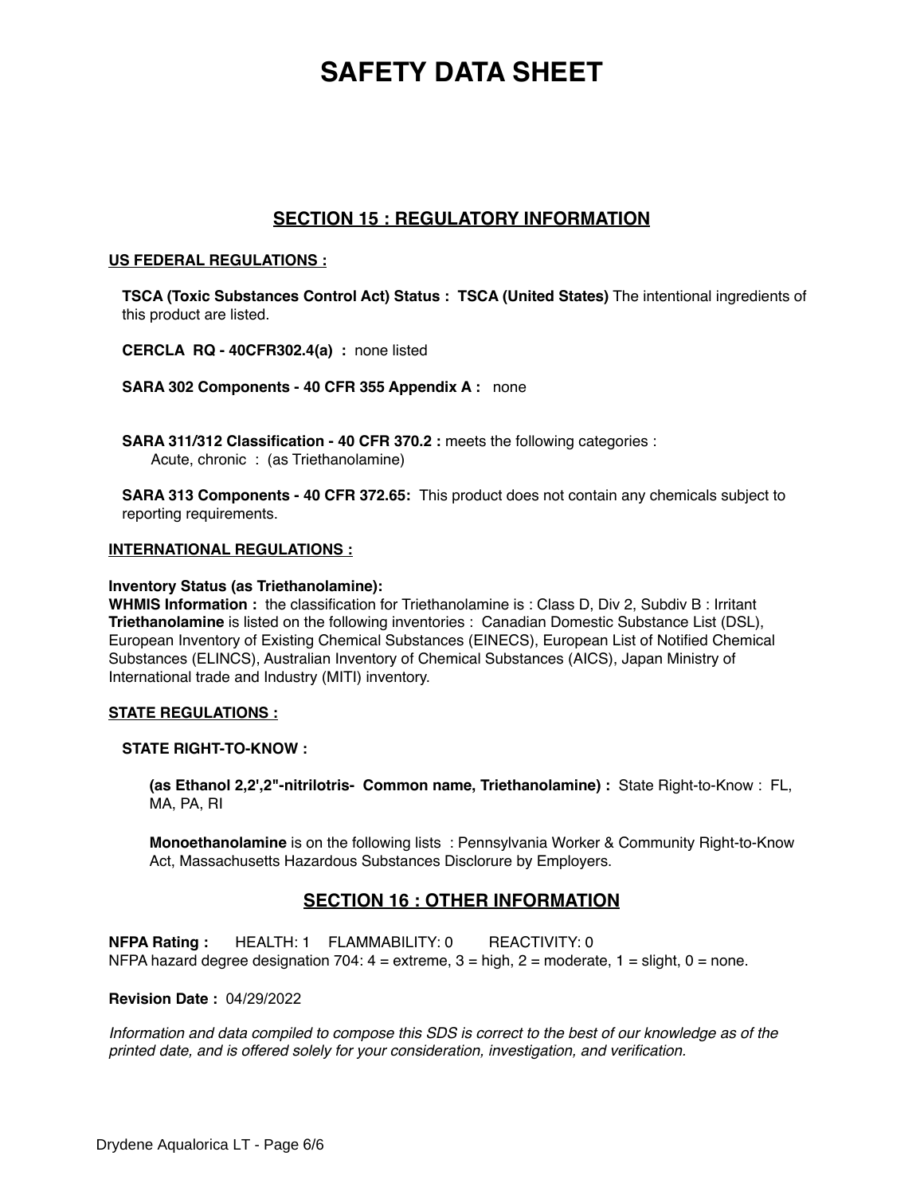# SAFETY DATA SHEET

## SECTION 15 : REGULATORY INFORMATION

**US FEDERAL REGULATIONS :**

**TSCA (Toxic Substances Control Act) Status : TSCA (United States)** The intentional ingredients of this product are listed.

**CERCLA RQ - 40CFR302.4(a) :** none listed

**SARA 302 Components - 40 CFR 355 Appendix A :** none

**SARA 311/312 Classification - 40 CFR 370.2 :** meets the following categories :
Acute, chronic : (as Triethanolamine)

**SARA 313 Components - 40 CFR 372.65:** This product does not contain any chemicals subject to reporting requirements.

**INTERNATIONAL REGULATIONS :**

**Inventory Status (as Triethanolamine):**
**WHMIS Information :** the classification for Triethanolamine is : Class D, Div 2, Subdiv B : Irritant
**Triethanolamine** is listed on the following inventories : Canadian Domestic Substance List (DSL), European Inventory of Existing Chemical Substances (EINECS), European List of Notified Chemical Substances (ELINCS), Australian Inventory of Chemical Substances (AICS), Japan Ministry of International trade and Industry (MITI) inventory.

**STATE REGULATIONS :**

**STATE RIGHT-TO-KNOW :**

**(as Ethanol 2,2',2"-nitrilotris- Common name, Triethanolamine) :** State Right-to-Know : FL, MA, PA, RI

**Monoethanolamine** is on the following lists : Pennsylvania Worker & Community Right-to-Know Act, Massachusetts Hazardous Substances Disclorure by Employers.

## SECTION 16 : OTHER INFORMATION

**NFPA Rating :** HEALTH: 1 FLAMMABILITY: 0 REACTIVITY: 0
NFPA hazard degree designation 704: 4 = extreme, 3 = high, 2 = moderate, 1 = slight, 0 = none.

**Revision Date :** 04/29/2022

*Information and data compiled to compose this SDS is correct to the best of our knowledge as of the printed date, and is offered solely for your consideration, investigation, and verification.*